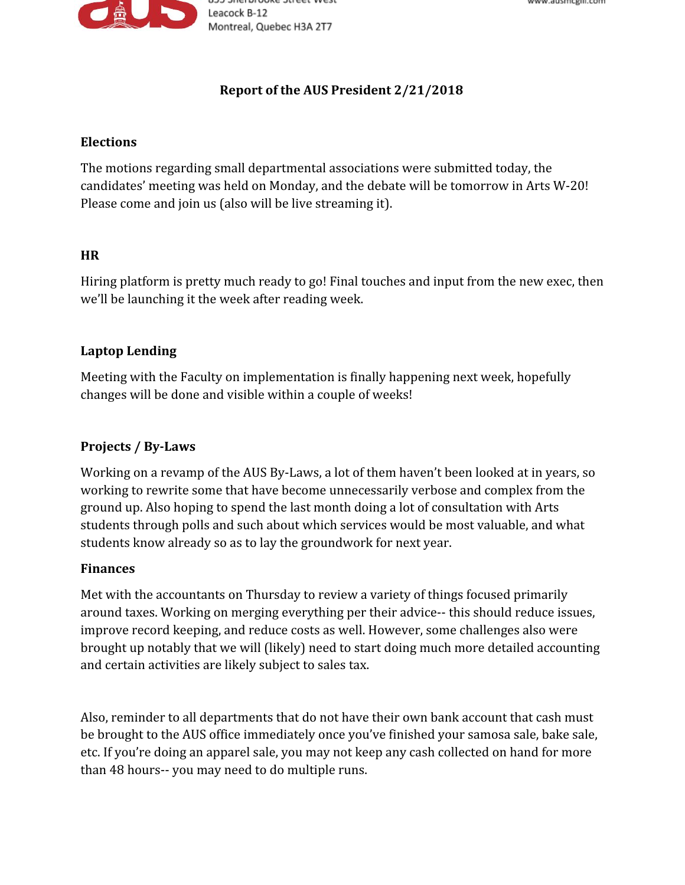# Report of the AUS President 2/21/2018

## Elections

The motions regarding small departmental associations were submitted today, the candidates' meeting was held on Monday, and the debate will be tomorrow in Arts W-20! Please come and join us (also will be live streaming it).

## HR

Hiring platform is pretty much ready to go! Final touches and input from the new exec, then we'll be launching it the week after reading week.

## Laptop Lending

Meeting with the Faculty on implementation is finally happening next week, hopefully changes will be done and visible within a couple of weeks!

## Projects / By-Laws

Working on a revamp of the AUS By-Laws, a lot of them haven't been looked at in years, so working to rewrite some that have become unnecessarily verbose and complex from the ground up. Also hoping to spend the last month doing a lot of consultation with Arts students through polls and such about which services would be most valuable, and what students know already so as to lay the groundwork for next year.

## Finances

Met with the accountants on Thursday to review a variety of things focused primarily around taxes. Working on merging everything per their advice-- this should reduce issues, improve record keeping, and reduce costs as well. However, some challenges also were brought up notably that we will (likely) need to start doing much more detailed accounting and certain activities are likely subject to sales tax.

Also, reminder to all departments that do not have their own bank account that cash must be brought to the AUS office immediately once you've finished your samosa sale, bake sale, etc. If you're doing an apparel sale, you may not keep any cash collected on hand for more than 48 hours-- you may need to do multiple runs.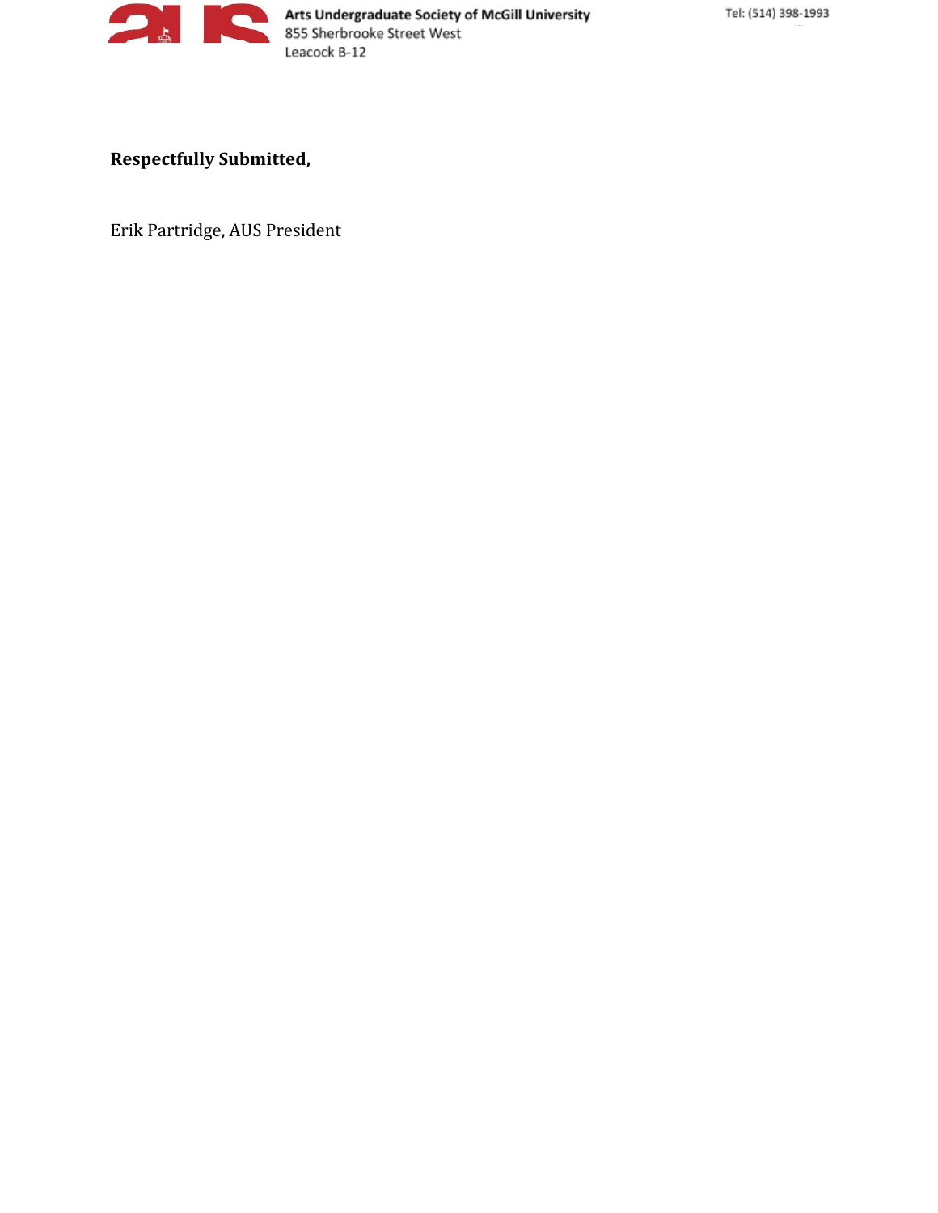**Respectfully Submitted,**

Erik Partridge, AUS President